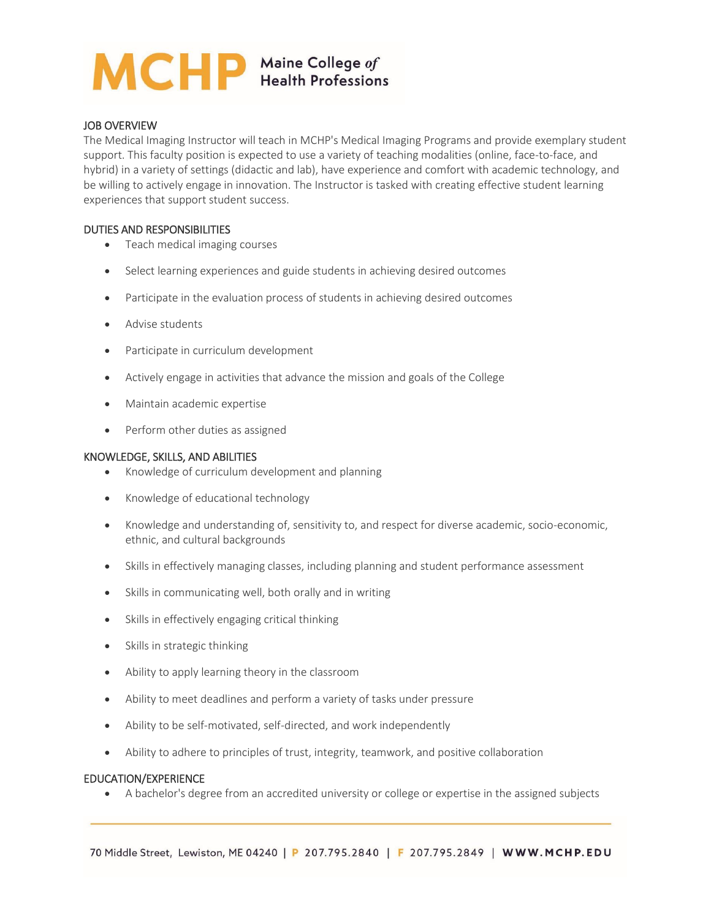# MCHP Maine College of Health Professions

## JOB OVERVIEW

The Medical Imaging Instructor will teach in MCHP's Medical Imaging Programs and provide exemplary student support. This faculty position is expected to use a variety of teaching modalities (online, face-to-face, and hybrid) in a variety of settings (didactic and lab), have experience and comfort with academic technology, and be willing to actively engage in innovation. The Instructor is tasked with creating effective student learning experiences that support student success.

## DUTIES AND RESPONSIBILITIES

- Teach medical imaging courses
- Select learning experiences and guide students in achieving desired outcomes
- Participate in the evaluation process of students in achieving desired outcomes
- Advise students
- Participate in curriculum development
- Actively engage in activities that advance the mission and goals of the College
- Maintain academic expertise
- Perform other duties as assigned

## KNOWLEDGE, SKILLS, AND ABILITIES

- Knowledge of curriculum development and planning
- Knowledge of educational technology
- Knowledge and understanding of, sensitivity to, and respect for diverse academic, socio-economic, ethnic, and cultural backgrounds
- Skills in effectively managing classes, including planning and student performance assessment
- Skills in communicating well, both orally and in writing
- Skills in effectively engaging critical thinking
- Skills in strategic thinking
- Ability to apply learning theory in the classroom
- Ability to meet deadlines and perform a variety of tasks under pressure
- Ability to be self-motivated, self-directed, and work independently
- Ability to adhere to principles of trust, integrity, teamwork, and positive collaboration

## EDUCATION/EXPERIENCE

- A bachelor's degree from an accredited university or college or expertise in the assigned subjects

70 Middle Street, Lewiston, ME 04240 | P 207.795.2840 | F 207.795.2849 | WWW.MCHP.EDU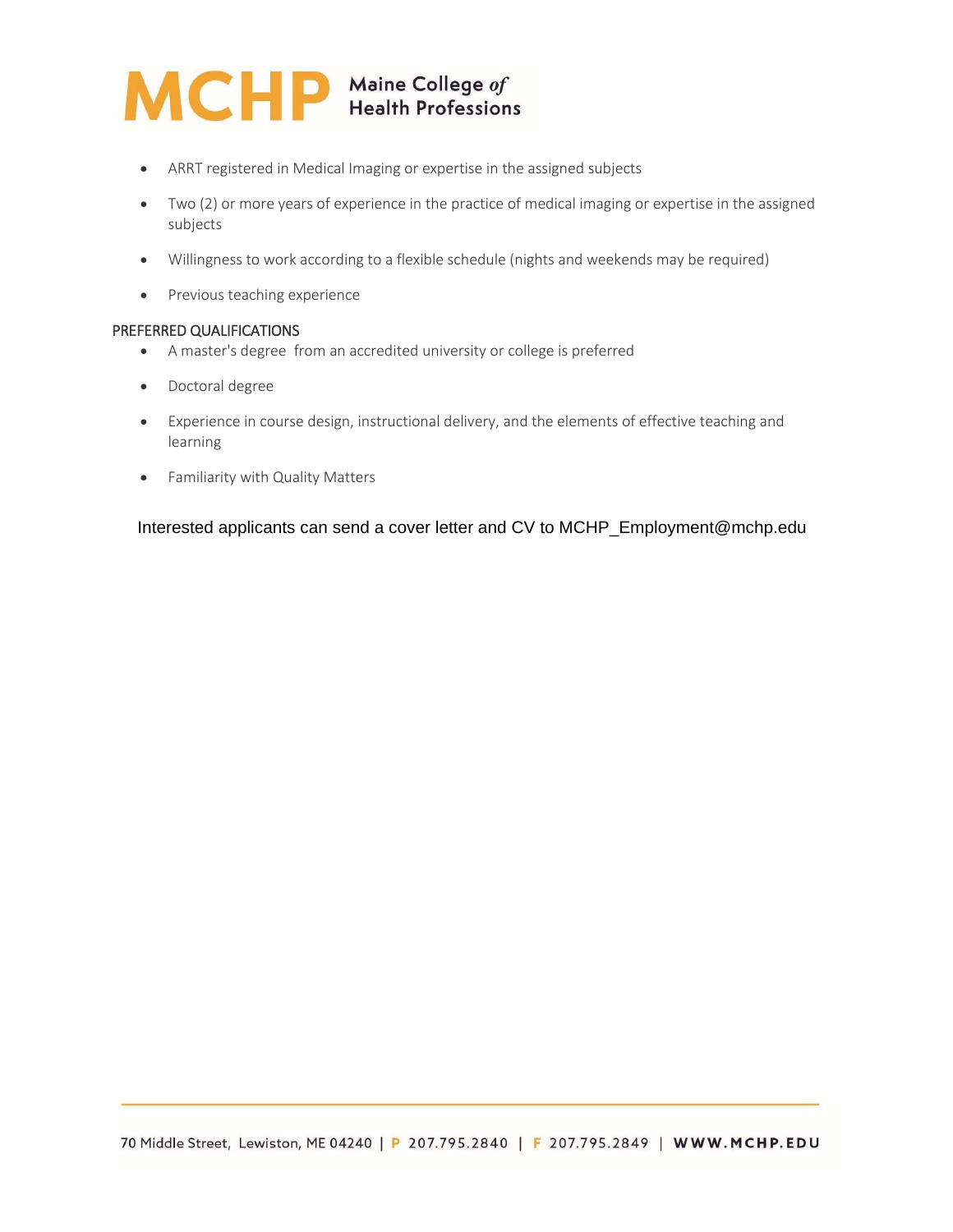- ARRT registered in Medical Imaging or expertise in the assigned subjects
- Two (2) or more years of experience in the practice of medical imaging or expertise in the assigned subjects
- Willingness to work according to a flexible schedule (nights and weekends may be required)
- Previous teaching experience

PREFERRED QUALIFICATIONS

- A master's degree from an accredited university or college is preferred
- Doctoral degree
- Experience in course design, instructional delivery, and the elements of effective teaching and learning
- Familiarity with Quality Matters

Interested applicants can send a cover letter and CV to MCHP_Employment@mchp.edu